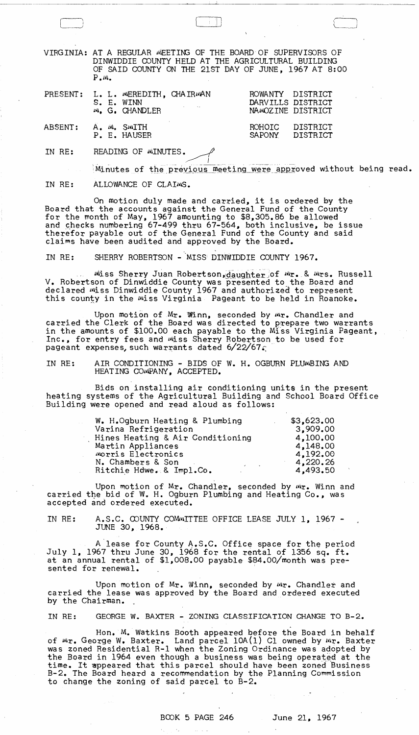VIRGINIA: AT A REGULAR MEETING OF THE BOARD OF SUPERVISORS OF DINWIDDIE COUNTY HELD AT THE AGRICULTURAL BUILDING OF SAID COUNTY ON THE 21ST DAY OF JUNE, 1967 AT 8:00 P.M.

| | | |
|---|---|---|
| PRESENT: | L. L. MEREDITH, CHAIRMAN | ROWANTY DISTRICT |
| | S. E. WINN | DARVILLS DISTRICT |
| | M. G. CHANDLER | NAMOZINE DISTRICT |
| ABSENT: | A. M. SMITH | ROHOIC DISTRICT |
| | P. E. HAUSER | SAPONY DISTRICT |

IN RE: READING OF MINUTES.

Minutes of the previous meeting were approved without being read.

IN RE: ALLOWANCE OF CLAIMS.

On motion duly made and carried, it is ordered by the Board that the accounts against the General Fund of the County for the month of May, 1967 amounting to $8,305.86 be allowed and checks numbering 67-499 thru 67-564, both inclusive, be issue therefor payable out of the General Fund of the County and said claims have been audited and approved by the Board.

IN RE: SHERRY ROBERTSON - MISS DINWIDDIE COUNTY 1967.

Miss Sherry Juan Robertson, daughter of Mr. & Mrs. Russell V. Robertson of Dinwiddie County was presented to the Board and declared Miss Dinwiddie County 1967 and authorized to represent this county in the Miss Virginia Pageant to be held in Roanoke.

Upon motion of Mr. Winn, seconded by Mr. Chandler and carried the Clerk of the Board was directed to prepare two warrants in the amounts of $100.00 each payable to the Miss Virginia Pageant, Inc., for entry fees and Miss Sherry Robertson to be used for pageant expenses, such warrants dated 6/22/67.

IN RE: AIR CONDITIONING - BIDS OF W. H. OGBURN PLUMBING AND HEATING COMPANY, ACCEPTED.

Bids on installing air conditioning units in the present heating systems of the Agricultural Building and School Board Office Building were opened and read aloud as follows:

| | |
|---|---|
| W. H.Ogburn Heating & Plumbing | $3,623.00 |
| Varina Refrigeration | 3,909.00 |
| Hines Heating & Air Conditioning | 4,100.00 |
| Martin Appliances | 4,148.00 |
| Morris Electronics | 4,192.00 |
| N. Chambers & Son | 4,220.26 |
| Ritchie Hdwe. & Impl.Co. | 4,493.50 |

Upon motion of Mr. Chandler, seconded by Mr. Winn and carried the bid of W. H. Ogburn Plumbing and Heating Co., was accepted and ordered executed.

IN RE: A.S.C. COUNTY COMMITTEE OFFICE LEASE JULY 1, 1967 - JUNE 30, 1968.

A lease for County A.S.C. Office space for the period July 1, 1967 thru June 30, 1968 for the rental of 1356 sq. ft. at an annual rental of $1,008.00 payable $84.00/month was presented for renewal.

Upon motion of Mr. Winn, seconded by Mr. Chandler and carried the lease was approved by the Board and ordered executed by the Chairman.

IN RE: GEORGE W. BAXTER - ZONING CLASSIFICATION CHANGE TO B-2.

Hon. M. Watkins Booth appeared before the Board in behalf of Mr. George W. Baxter. Land parcel 10A(1) C1 owned by Mr. Baxter was zoned Residential R-1 when the Zoning Ordinance was adopted by the Board in 1964 even though a business was being operated at the time. It appeared that this parcel should have been zoned Business B-2. The Board heard a recommendation by the Planning Commission to change the zoning of said parcel to B-2.

BOOK 5 PAGE 246 June 21, 1967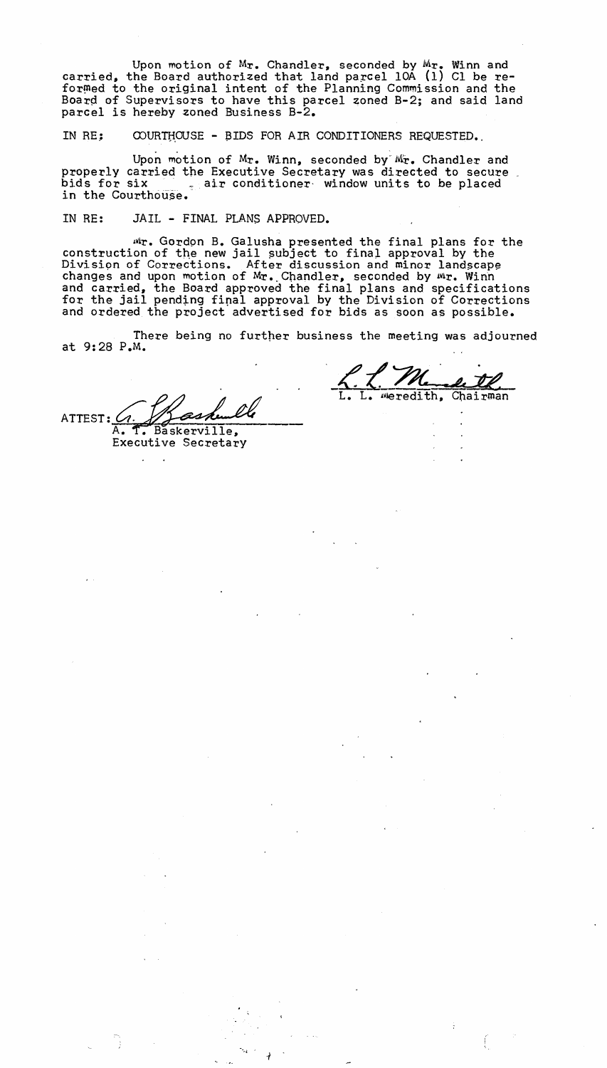Upon motion of Mr. Chandler, seconded by Mr. Winn and carried, the Board authorized that land parcel 10A (1) C1 be reformed to the original intent of the Planning Commission and the Board of Supervisors to have this parcel zoned B-2; and said land parcel is hereby zoned Business B-2.

IN RE: COURTHOUSE - BIDS FOR AIR CONDITIONERS REQUESTED.

Upon motion of Mr. Winn, seconded by Mr. Chandler and properly carried the Executive Secretary was directed to secure bids for six air conditioner window units to be placed in the Courthouse.

IN RE: JAIL - FINAL PLANS APPROVED.

Mr. Gordon B. Galusha presented the final plans for the construction of the new jail subject to final approval by the Division of Corrections. After discussion and minor landscape changes and upon motion of Mr. Chandler, seconded by Mr. Winn and carried, the Board approved the final plans and specifications for the jail pending final approval by the Division of Corrections and ordered the project advertised for bids as soon as possible.

There being no further business the meeting was adjourned at 9:28 P.M.

L. L. Meredith, Chairman

ATTEST: A. T. Baskerville,
Executive Secretary